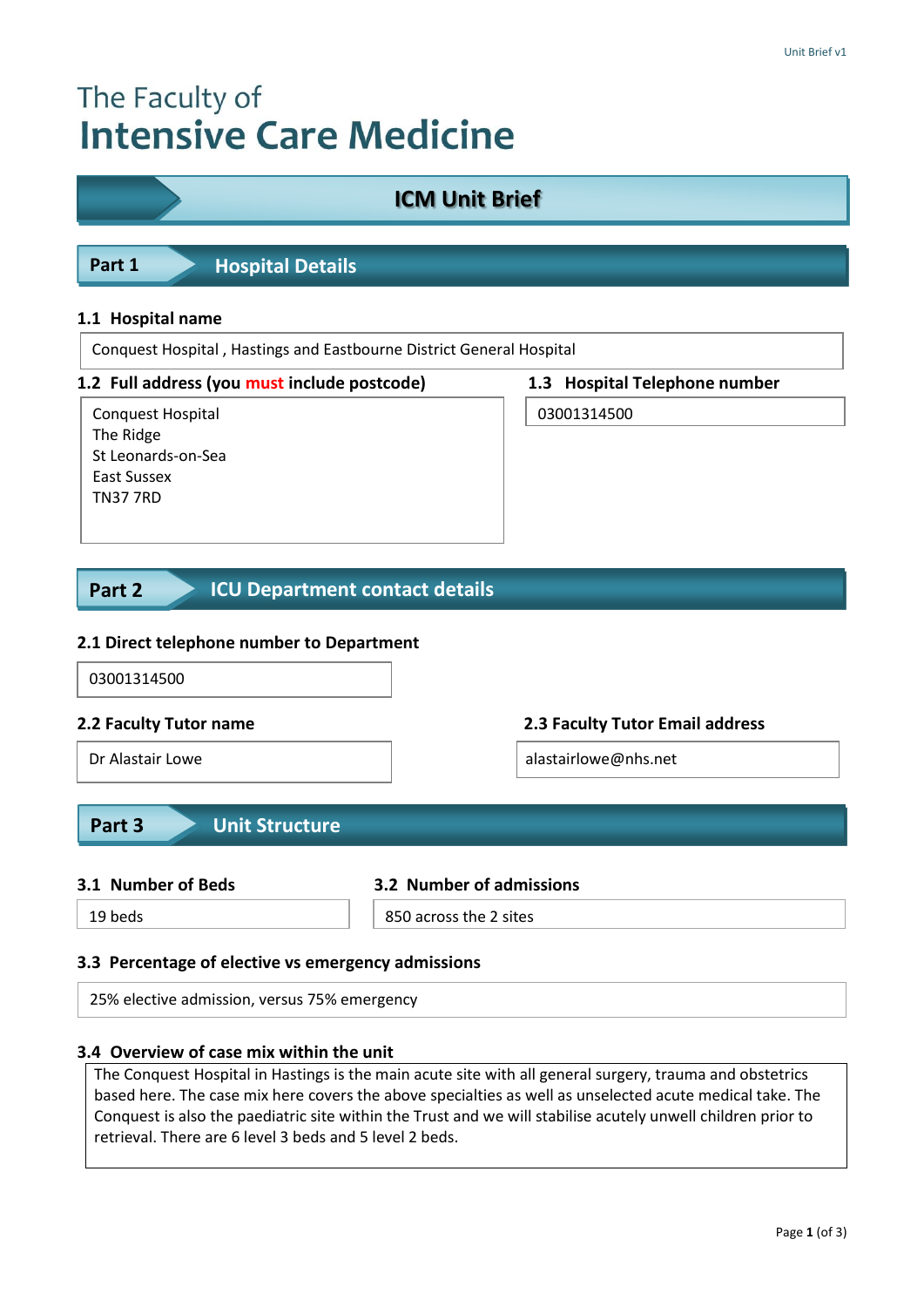# The Faculty of Intensive Care Medicine

## ICM Unit Brief

## Part 1 Hospital Details

### 1.1 Hospital name

Conquest Hospital , Hastings and Eastbourne District General Hospital

### 1.2 Full address (you must include postcode)

Conquest Hospital
The Ridge
St Leonards-on-Sea
East Sussex
TN37 7RD

### 1.3 Hospital Telephone number

03001314500

## Part 2 ICU Department contact details

### 2.1 Direct telephone number to Department

03001314500

### 2.2 Faculty Tutor name

Dr Alastair Lowe

### 2.3 Faculty Tutor Email address

alastairlowe@nhs.net

## Part 3 Unit Structure

### 3.1 Number of Beds

19 beds

### 3.2 Number of admissions

850 across the 2 sites

### 3.3 Percentage of elective vs emergency admissions

25% elective admission, versus 75% emergency

### 3.4 Overview of case mix within the unit

The Conquest Hospital in Hastings is the main acute site with all general surgery, trauma and obstetrics based here. The case mix here covers the above specialties as well as unselected acute medical take. The Conquest is also the paediatric site within the Trust and we will stabilise acutely unwell children prior to retrieval. There are 6 level 3 beds and 5 level 2 beds.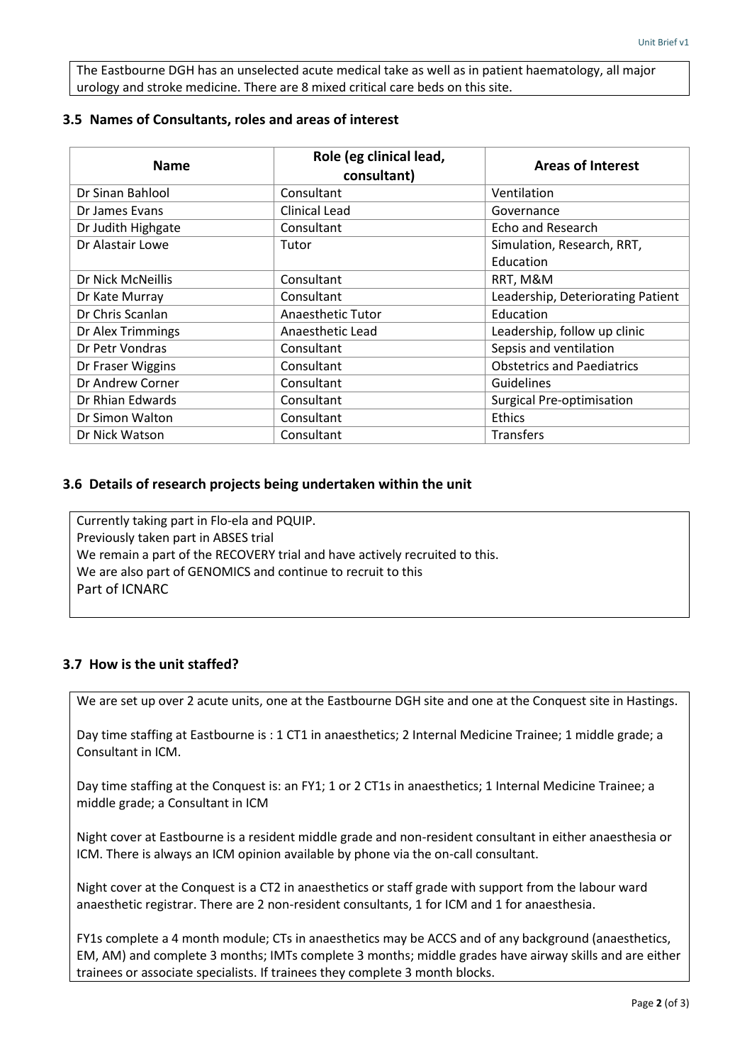The Eastbourne DGH has an unselected acute medical take as well as in patient haematology, all major urology and stroke medicine. There are 8 mixed critical care beds on this site.

### 3.5 Names of Consultants, roles and areas of interest

| Name | Role (eg clinical lead, consultant) | Areas of Interest |
|---|---|---|
| Dr Sinan Bahlool | Consultant | Ventilation |
| Dr James Evans | Clinical Lead | Governance |
| Dr Judith Highgate | Consultant | Echo and Research |
| Dr Alastair Lowe | Tutor | Simulation, Research, RRT, Education |
| Dr Nick McNeillis | Consultant | RRT, M&M |
| Dr Kate Murray | Consultant | Leadership, Deteriorating Patient |
| Dr Chris Scanlan | Anaesthetic Tutor | Education |
| Dr Alex Trimmings | Anaesthetic Lead | Leadership, follow up clinic |
| Dr Petr Vondras | Consultant | Sepsis and ventilation |
| Dr Fraser Wiggins | Consultant | Obstetrics and Paediatrics |
| Dr Andrew Corner | Consultant | Guidelines |
| Dr Rhian Edwards | Consultant | Surgical Pre-optimisation |
| Dr Simon Walton | Consultant | Ethics |
| Dr Nick Watson | Consultant | Transfers |

### 3.6 Details of research projects being undertaken within the unit

Currently taking part in Flo-ela and PQUIP.
Previously taken part in ABSES trial
We remain a part of the RECOVERY trial and have actively recruited to this.
We are also part of GENOMICS and continue to recruit to this
Part of ICNARC

### 3.7 How is the unit staffed?

We are set up over 2 acute units, one at the Eastbourne DGH site and one at the Conquest site in Hastings.

Day time staffing at Eastbourne is : 1 CT1 in anaesthetics; 2 Internal Medicine Trainee; 1 middle grade; a Consultant in ICM.

Day time staffing at the Conquest is: an FY1; 1 or 2 CT1s in anaesthetics; 1 Internal Medicine Trainee; a middle grade; a Consultant in ICM

Night cover at Eastbourne is a resident middle grade and non-resident consultant in either anaesthesia or ICM. There is always an ICM opinion available by phone via the on-call consultant.

Night cover at the Conquest is a CT2 in anaesthetics or staff grade with support from the labour ward anaesthetic registrar. There are 2 non-resident consultants, 1 for ICM and 1 for anaesthesia.

FY1s complete a 4 month module; CTs in anaesthetics may be ACCS and of any background (anaesthetics, EM, AM) and complete 3 months; IMTs complete 3 months; middle grades have airway skills and are either trainees or associate specialists. If trainees they complete 3 month blocks.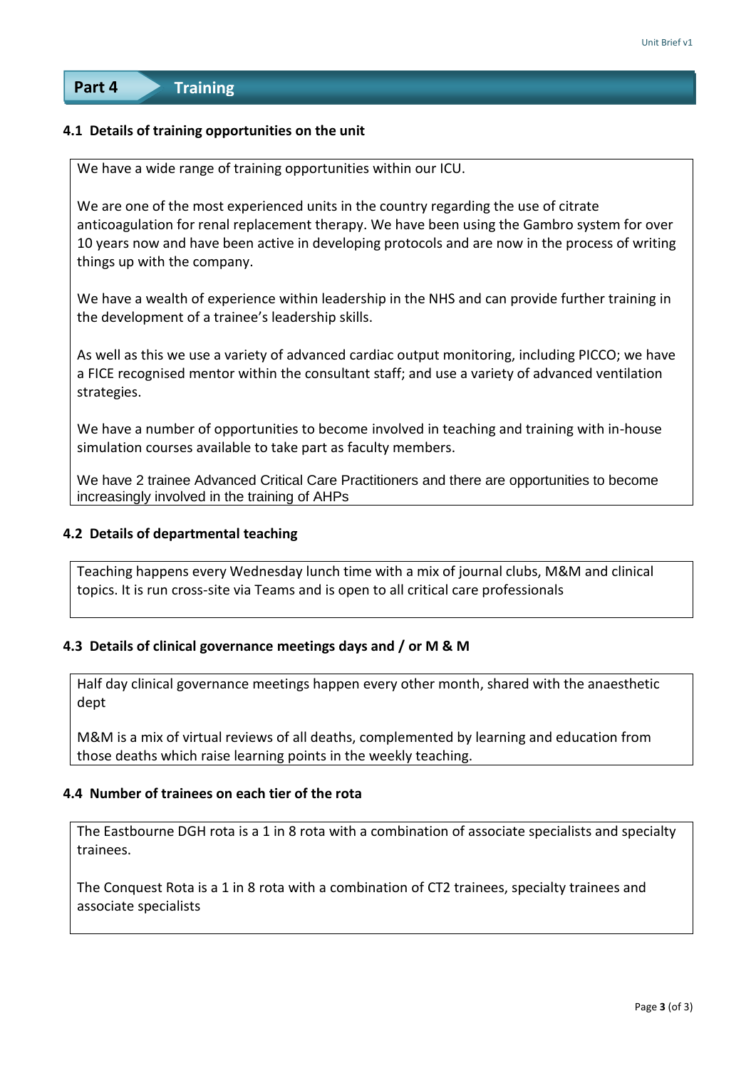## Part 4 Training

### 4.1 Details of training opportunities on the unit

We have a wide range of training opportunities within our ICU.

We are one of the most experienced units in the country regarding the use of citrate anticoagulation for renal replacement therapy. We have been using the Gambro system for over 10 years now and have been active in developing protocols and are now in the process of writing things up with the company.

We have a wealth of experience within leadership in the NHS and can provide further training in the development of a trainee's leadership skills.

As well as this we use a variety of advanced cardiac output monitoring, including PICCO; we have a FICE recognised mentor within the consultant staff; and use a variety of advanced ventilation strategies.

We have a number of opportunities to become involved in teaching and training with in-house simulation courses available to take part as faculty members.

We have 2 trainee Advanced Critical Care Practitioners and there are opportunities to become increasingly involved in the training of AHPs

### 4.2 Details of departmental teaching

Teaching happens every Wednesday lunch time with a mix of journal clubs, M&M and clinical topics. It is run cross-site via Teams and is open to all critical care professionals

### 4.3 Details of clinical governance meetings days and / or M & M

Half day clinical governance meetings happen every other month, shared with the anaesthetic dept

M&M is a mix of virtual reviews of all deaths, complemented by learning and education from those deaths which raise learning points in the weekly teaching.

### 4.4 Number of trainees on each tier of the rota

The Eastbourne DGH rota is a 1 in 8 rota with a combination of associate specialists and specialty trainees.

The Conquest Rota is a 1 in 8 rota with a combination of CT2 trainees, specialty trainees and associate specialists